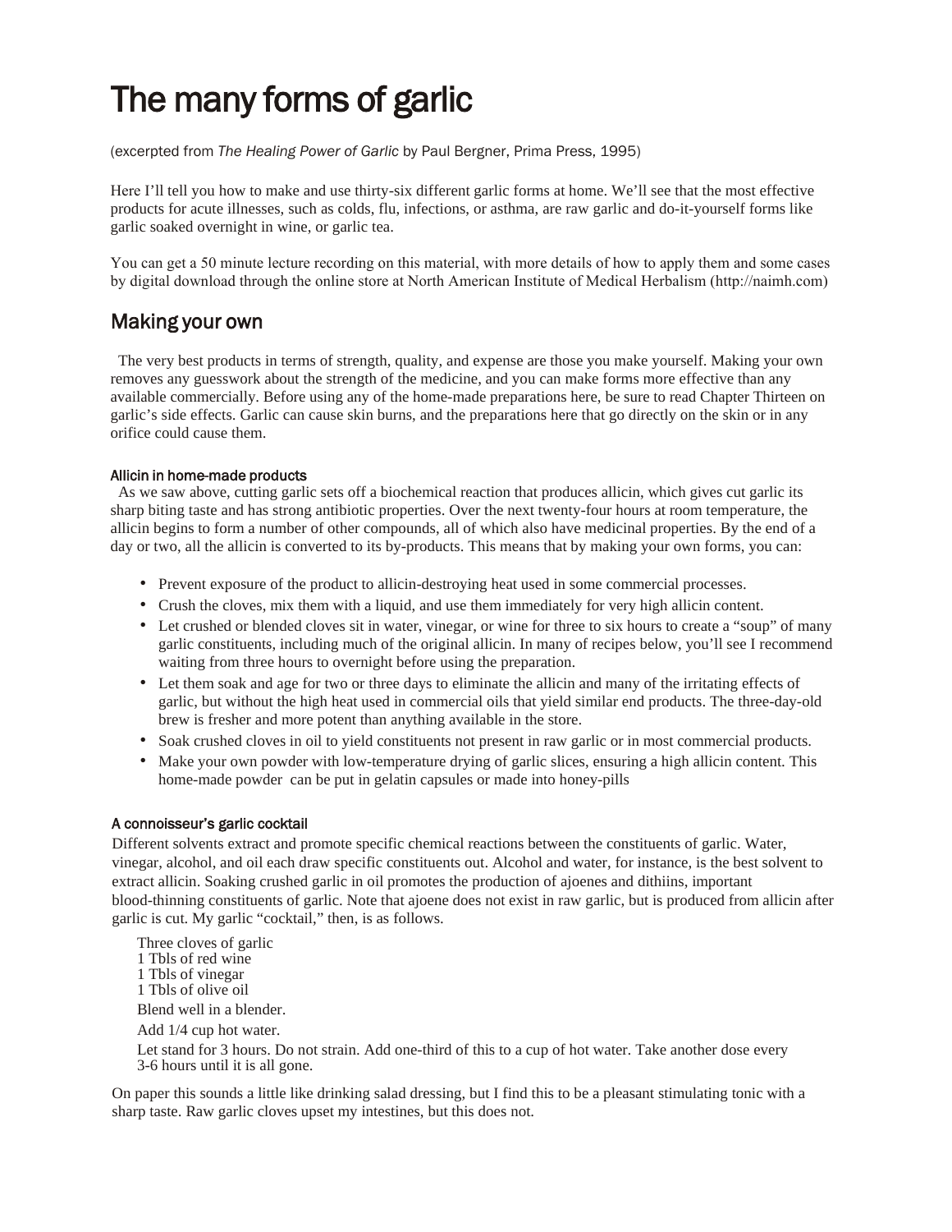# The many forms of garlic

(excerpted from *The Healing Power of Garlic* by Paul Bergner, Prima Press, 1995)

Here I'll tell you how to make and use thirty-six different garlic forms at home. We'll see that the most effective products for acute illnesses, such as colds, flu, infections, or asthma, are raw garlic and do-it-yourself forms like garlic soaked overnight in wine, or garlic tea.

You can get a 50 minute lecture recording on this material, with more details of how to apply them and some cases by digital download through the online store at North American Institute of Medical Herbalism (http://naimh.com)

## Making your own

The very best products in terms of strength, quality, and expense are those you make yourself. Making your own removes any guesswork about the strength of the medicine, and you can make forms more effective than any available commercially. Before using any of the home-made preparations here, be sure to read Chapter Thirteen on garlic's side effects. Garlic can cause skin burns, and the preparations here that go directly on the skin or in any orifice could cause them.

### Allicin in home-made products

As we saw above, cutting garlic sets off a biochemical reaction that produces allicin, which gives cut garlic its sharp biting taste and has strong antibiotic properties. Over the next twenty-four hours at room temperature, the allicin begins to form a number of other compounds, all of which also have medicinal properties. By the end of a day or two, all the allicin is converted to its by-products. This means that by making your own forms, you can:

- Prevent exposure of the product to allicin-destroying heat used in some commercial processes.
- Crush the cloves, mix them with a liquid, and use them immediately for very high allicin content.
- Let crushed or blended cloves sit in water, vinegar, or wine for three to six hours to create a "soup" of many garlic constituents, including much of the original allicin. In many of recipes below, you'll see I recommend waiting from three hours to overnight before using the preparation.
- Let them soak and age for two or three days to eliminate the allicin and many of the irritating effects of garlic, but without the high heat used in commercial oils that yield similar end products. The three-day-old brew is fresher and more potent than anything available in the store.
- Soak crushed cloves in oil to yield constituents not present in raw garlic or in most commercial products.
- Make your own powder with low-temperature drying of garlic slices, ensuring a high allicin content. This home-made powder can be put in gelatin capsules or made into honey-pills

### A connoisseur's garlic cocktail

Different solvents extract and promote specific chemical reactions between the constituents of garlic. Water, vinegar, alcohol, and oil each draw specific constituents out. Alcohol and water, for instance, is the best solvent to extract allicin. Soaking crushed garlic in oil promotes the production of ajoenes and dithiins, important blood-thinning constituents of garlic. Note that ajoene does not exist in raw garlic, but is produced from allicin after garlic is cut. My garlic "cocktail," then, is as follows.

Three cloves of garlic
1 Tbls of red wine
1 Tbls of vinegar
1 Tbls of olive oil

Blend well in a blender.

Add 1/4 cup hot water.

Let stand for 3 hours. Do not strain. Add one-third of this to a cup of hot water. Take another dose every 3-6 hours until it is all gone.

On paper this sounds a little like drinking salad dressing, but I find this to be a pleasant stimulating tonic with a sharp taste. Raw garlic cloves upset my intestines, but this does not.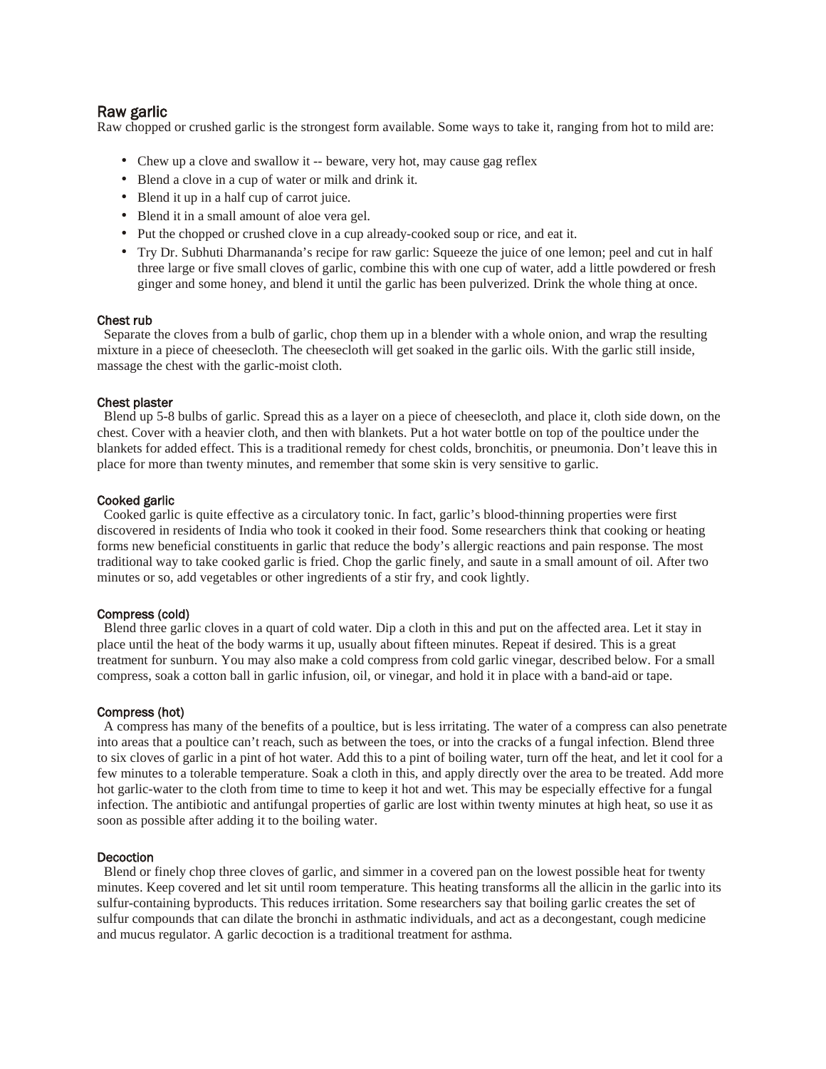## Raw garlic

Raw chopped or crushed garlic is the strongest form available. Some ways to take it, ranging from hot to mild are:

- Chew up a clove and swallow it -- beware, very hot, may cause gag reflex
- Blend a clove in a cup of water or milk and drink it.
- Blend it up in a half cup of carrot juice.
- Blend it in a small amount of aloe vera gel.
- Put the chopped or crushed clove in a cup already-cooked soup or rice, and eat it.
- Try Dr. Subhuti Dharmananda's recipe for raw garlic: Squeeze the juice of one lemon; peel and cut in half three large or five small cloves of garlic, combine this with one cup of water, add a little powdered or fresh ginger and some honey, and blend it until the garlic has been pulverized. Drink the whole thing at once.

### Chest rub

Separate the cloves from a bulb of garlic, chop them up in a blender with a whole onion, and wrap the resulting mixture in a piece of cheesecloth. The cheesecloth will get soaked in the garlic oils. With the garlic still inside, massage the chest with the garlic-moist cloth.

### Chest plaster

Blend up 5-8 bulbs of garlic. Spread this as a layer on a piece of cheesecloth, and place it, cloth side down, on the chest. Cover with a heavier cloth, and then with blankets. Put a hot water bottle on top of the poultice under the blankets for added effect. This is a traditional remedy for chest colds, bronchitis, or pneumonia. Don't leave this in place for more than twenty minutes, and remember that some skin is very sensitive to garlic.

### Cooked garlic

Cooked garlic is quite effective as a circulatory tonic. In fact, garlic's blood-thinning properties were first discovered in residents of India who took it cooked in their food. Some researchers think that cooking or heating forms new beneficial constituents in garlic that reduce the body's allergic reactions and pain response. The most traditional way to take cooked garlic is fried. Chop the garlic finely, and saute in a small amount of oil. After two minutes or so, add vegetables or other ingredients of a stir fry, and cook lightly.

### Compress (cold)

Blend three garlic cloves in a quart of cold water. Dip a cloth in this and put on the affected area. Let it stay in place until the heat of the body warms it up, usually about fifteen minutes. Repeat if desired. This is a great treatment for sunburn. You may also make a cold compress from cold garlic vinegar, described below. For a small compress, soak a cotton ball in garlic infusion, oil, or vinegar, and hold it in place with a band-aid or tape.

### Compress (hot)

A compress has many of the benefits of a poultice, but is less irritating. The water of a compress can also penetrate into areas that a poultice can't reach, such as between the toes, or into the cracks of a fungal infection. Blend three to six cloves of garlic in a pint of hot water. Add this to a pint of boiling water, turn off the heat, and let it cool for a few minutes to a tolerable temperature. Soak a cloth in this, and apply directly over the area to be treated. Add more hot garlic-water to the cloth from time to time to keep it hot and wet. This may be especially effective for a fungal infection. The antibiotic and antifungal properties of garlic are lost within twenty minutes at high heat, so use it as soon as possible after adding it to the boiling water.

### Decoction

Blend or finely chop three cloves of garlic, and simmer in a covered pan on the lowest possible heat for twenty minutes. Keep covered and let sit until room temperature. This heating transforms all the allicin in the garlic into its sulfur-containing byproducts. This reduces irritation. Some researchers say that boiling garlic creates the set of sulfur compounds that can dilate the bronchi in asthmatic individuals, and act as a decongestant, cough medicine and mucus regulator. A garlic decoction is a traditional treatment for asthma.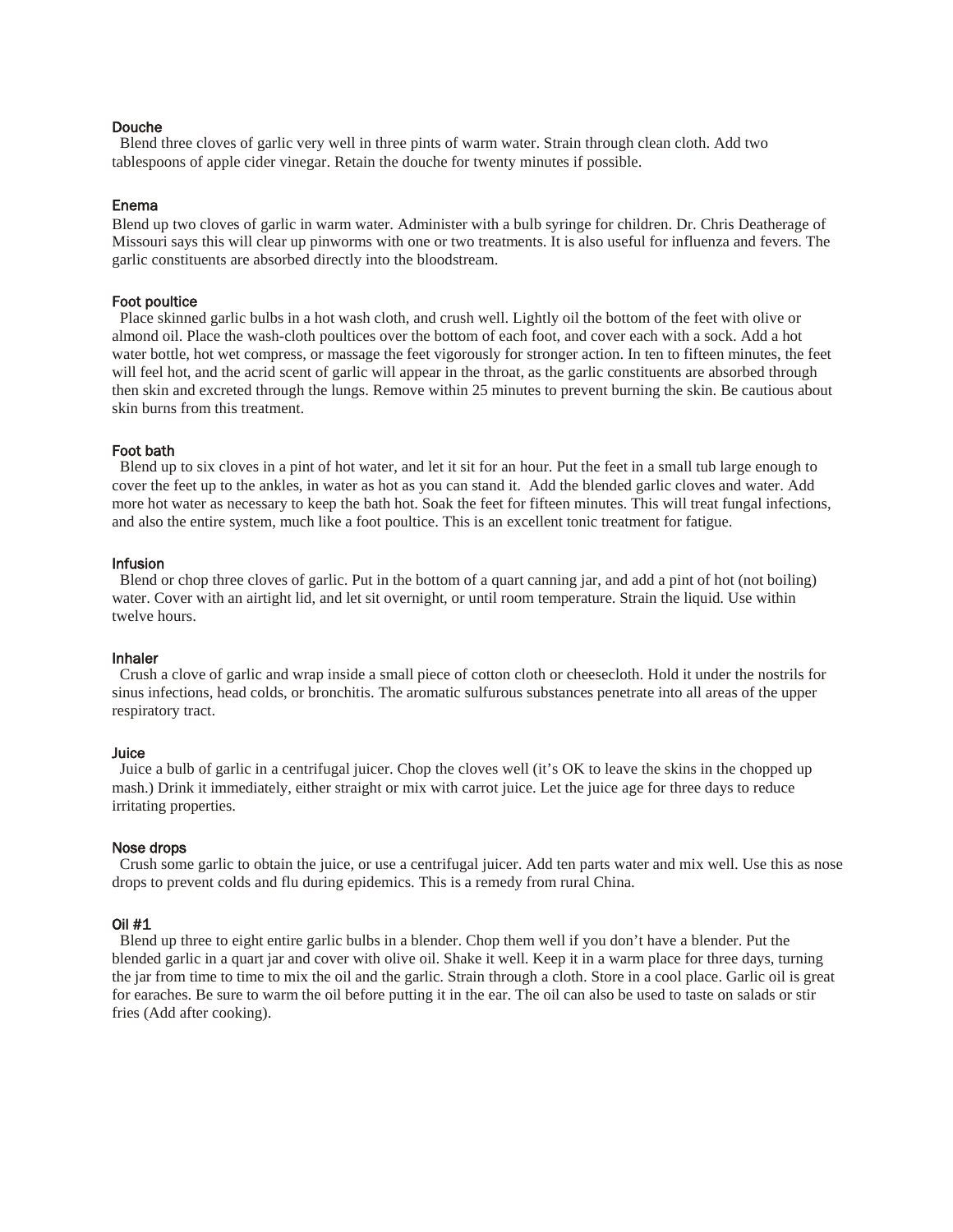### Douche

Blend three cloves of garlic very well in three pints of warm water. Strain through clean cloth. Add two tablespoons of apple cider vinegar. Retain the douche for twenty minutes if possible.

### Enema

Blend up two cloves of garlic in warm water. Administer with a bulb syringe for children. Dr. Chris Deatherage of Missouri says this will clear up pinworms with one or two treatments. It is also useful for influenza and fevers. The garlic constituents are absorbed directly into the bloodstream.

### Foot poultice

Place skinned garlic bulbs in a hot wash cloth, and crush well. Lightly oil the bottom of the feet with olive or almond oil. Place the wash-cloth poultices over the bottom of each foot, and cover each with a sock. Add a hot water bottle, hot wet compress, or massage the feet vigorously for stronger action. In ten to fifteen minutes, the feet will feel hot, and the acrid scent of garlic will appear in the throat, as the garlic constituents are absorbed through then skin and excreted through the lungs. Remove within 25 minutes to prevent burning the skin. Be cautious about skin burns from this treatment.

### Foot bath

Blend up to six cloves in a pint of hot water, and let it sit for an hour. Put the feet in a small tub large enough to cover the feet up to the ankles, in water as hot as you can stand it. Add the blended garlic cloves and water. Add more hot water as necessary to keep the bath hot. Soak the feet for fifteen minutes. This will treat fungal infections, and also the entire system, much like a foot poultice. This is an excellent tonic treatment for fatigue.

### Infusion

Blend or chop three cloves of garlic. Put in the bottom of a quart canning jar, and add a pint of hot (not boiling) water. Cover with an airtight lid, and let sit overnight, or until room temperature. Strain the liquid. Use within twelve hours.

### Inhaler

Crush a clove of garlic and wrap inside a small piece of cotton cloth or cheesecloth. Hold it under the nostrils for sinus infections, head colds, or bronchitis. The aromatic sulfurous substances penetrate into all areas of the upper respiratory tract.

### Juice

Juice a bulb of garlic in a centrifugal juicer. Chop the cloves well (it's OK to leave the skins in the chopped up mash.) Drink it immediately, either straight or mix with carrot juice. Let the juice age for three days to reduce irritating properties.

### Nose drops

Crush some garlic to obtain the juice, or use a centrifugal juicer. Add ten parts water and mix well. Use this as nose drops to prevent colds and flu during epidemics. This is a remedy from rural China.

### Oil #1

Blend up three to eight entire garlic bulbs in a blender. Chop them well if you don't have a blender. Put the blended garlic in a quart jar and cover with olive oil. Shake it well. Keep it in a warm place for three days, turning the jar from time to time to mix the oil and the garlic. Strain through a cloth. Store in a cool place. Garlic oil is great for earaches. Be sure to warm the oil before putting it in the ear. The oil can also be used to taste on salads or stir fries (Add after cooking).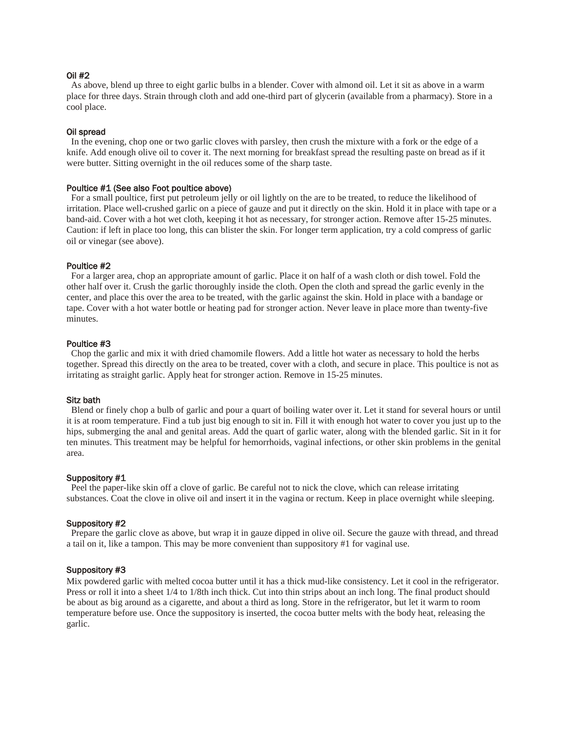### Oil #2

As above, blend up three to eight garlic bulbs in a blender. Cover with almond oil. Let it sit as above in a warm place for three days. Strain through cloth and add one-third part of glycerin (available from a pharmacy). Store in a cool place.

### Oil spread

In the evening, chop one or two garlic cloves with parsley, then crush the mixture with a fork or the edge of a knife. Add enough olive oil to cover it. The next morning for breakfast spread the resulting paste on bread as if it were butter. Sitting overnight in the oil reduces some of the sharp taste.

### Poultice #1 (See also Foot poultice above)

For a small poultice, first put petroleum jelly or oil lightly on the are to be treated, to reduce the likelihood of irritation. Place well-crushed garlic on a piece of gauze and put it directly on the skin. Hold it in place with tape or a band-aid. Cover with a hot wet cloth, keeping it hot as necessary, for stronger action. Remove after 15-25 minutes. Caution: if left in place too long, this can blister the skin. For longer term application, try a cold compress of garlic oil or vinegar (see above).

### Poultice #2

For a larger area, chop an appropriate amount of garlic. Place it on half of a wash cloth or dish towel. Fold the other half over it. Crush the garlic thoroughly inside the cloth. Open the cloth and spread the garlic evenly in the center, and place this over the area to be treated, with the garlic against the skin. Hold in place with a bandage or tape. Cover with a hot water bottle or heating pad for stronger action. Never leave in place more than twenty-five minutes.

### Poultice #3

Chop the garlic and mix it with dried chamomile flowers. Add a little hot water as necessary to hold the herbs together. Spread this directly on the area to be treated, cover with a cloth, and secure in place. This poultice is not as irritating as straight garlic. Apply heat for stronger action. Remove in 15-25 minutes.

### Sitz bath

Blend or finely chop a bulb of garlic and pour a quart of boiling water over it. Let it stand for several hours or until it is at room temperature. Find a tub just big enough to sit in. Fill it with enough hot water to cover you just up to the hips, submerging the anal and genital areas. Add the quart of garlic water, along with the blended garlic. Sit in it for ten minutes. This treatment may be helpful for hemorrhoids, vaginal infections, or other skin problems in the genital area.

### Suppository #1

Peel the paper-like skin off a clove of garlic. Be careful not to nick the clove, which can release irritating substances. Coat the clove in olive oil and insert it in the vagina or rectum. Keep in place overnight while sleeping.

### Suppository #2

Prepare the garlic clove as above, but wrap it in gauze dipped in olive oil. Secure the gauze with thread, and thread a tail on it, like a tampon. This may be more convenient than suppository #1 for vaginal use.

### Suppository #3

Mix powdered garlic with melted cocoa butter until it has a thick mud-like consistency. Let it cool in the refrigerator. Press or roll it into a sheet 1/4 to 1/8th inch thick. Cut into thin strips about an inch long. The final product should be about as big around as a cigarette, and about a third as long. Store in the refrigerator, but let it warm to room temperature before use. Once the suppository is inserted, the cocoa butter melts with the body heat, releasing the garlic.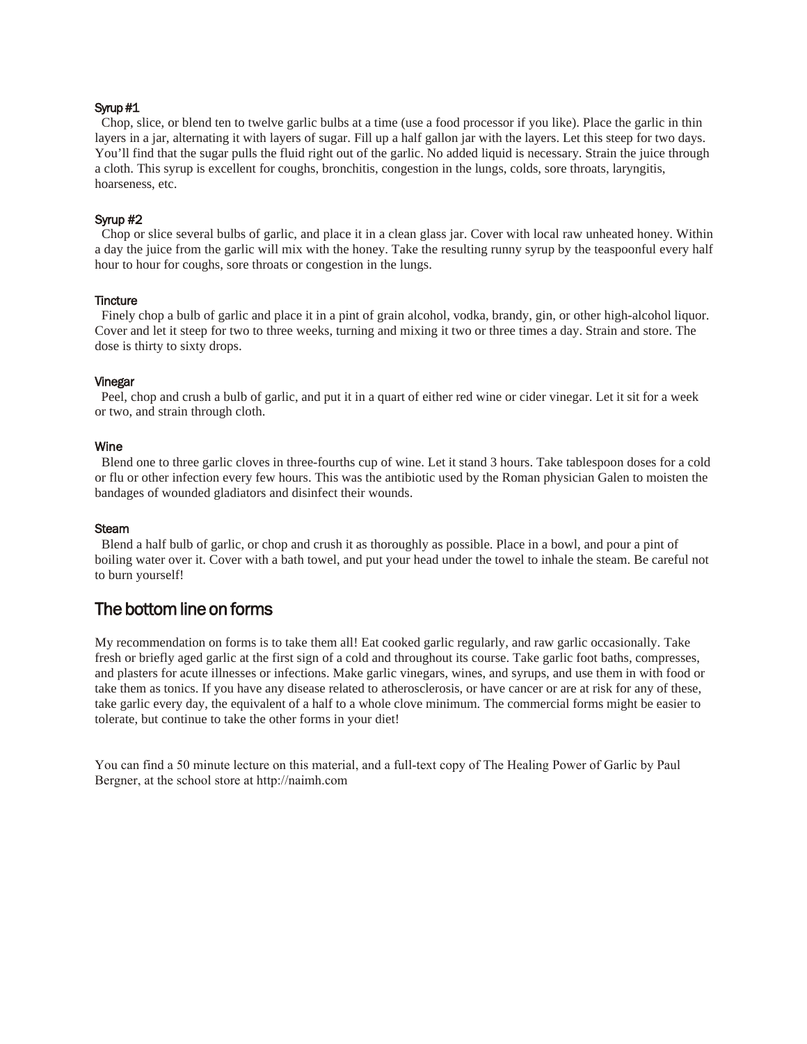### Syrup #1

Chop, slice, or blend ten to twelve garlic bulbs at a time (use a food processor if you like). Place the garlic in thin layers in a jar, alternating it with layers of sugar. Fill up a half gallon jar with the layers. Let this steep for two days. You'll find that the sugar pulls the fluid right out of the garlic. No added liquid is necessary. Strain the juice through a cloth. This syrup is excellent for coughs, bronchitis, congestion in the lungs, colds, sore throats, laryngitis, hoarseness, etc.

### Syrup #2

Chop or slice several bulbs of garlic, and place it in a clean glass jar. Cover with local raw unheated honey. Within a day the juice from the garlic will mix with the honey. Take the resulting runny syrup by the teaspoonful every half hour to hour for coughs, sore throats or congestion in the lungs.

### Tincture

Finely chop a bulb of garlic and place it in a pint of grain alcohol, vodka, brandy, gin, or other high-alcohol liquor. Cover and let it steep for two to three weeks, turning and mixing it two or three times a day. Strain and store. The dose is thirty to sixty drops.

### Vinegar

Peel, chop and crush a bulb of garlic, and put it in a quart of either red wine or cider vinegar. Let it sit for a week or two, and strain through cloth.

### Wine

Blend one to three garlic cloves in three-fourths cup of wine. Let it stand 3 hours. Take tablespoon doses for a cold or flu or other infection every few hours. This was the antibiotic used by the Roman physician Galen to moisten the bandages of wounded gladiators and disinfect their wounds.

### Steam

Blend a half bulb of garlic, or chop and crush it as thoroughly as possible. Place in a bowl, and pour a pint of boiling water over it. Cover with a bath towel, and put your head under the towel to inhale the steam. Be careful not to burn yourself!

## The bottom line on forms

My recommendation on forms is to take them all! Eat cooked garlic regularly, and raw garlic occasionally. Take fresh or briefly aged garlic at the first sign of a cold and throughout its course. Take garlic foot baths, compresses, and plasters for acute illnesses or infections. Make garlic vinegars, wines, and syrups, and use them in with food or take them as tonics. If you have any disease related to atherosclerosis, or have cancer or are at risk for any of these, take garlic every day, the equivalent of a half to a whole clove minimum. The commercial forms might be easier to tolerate, but continue to take the other forms in your diet!

You can find a 50 minute lecture on this material, and a full-text copy of The Healing Power of Garlic by Paul Bergner, at the school store at http://naimh.com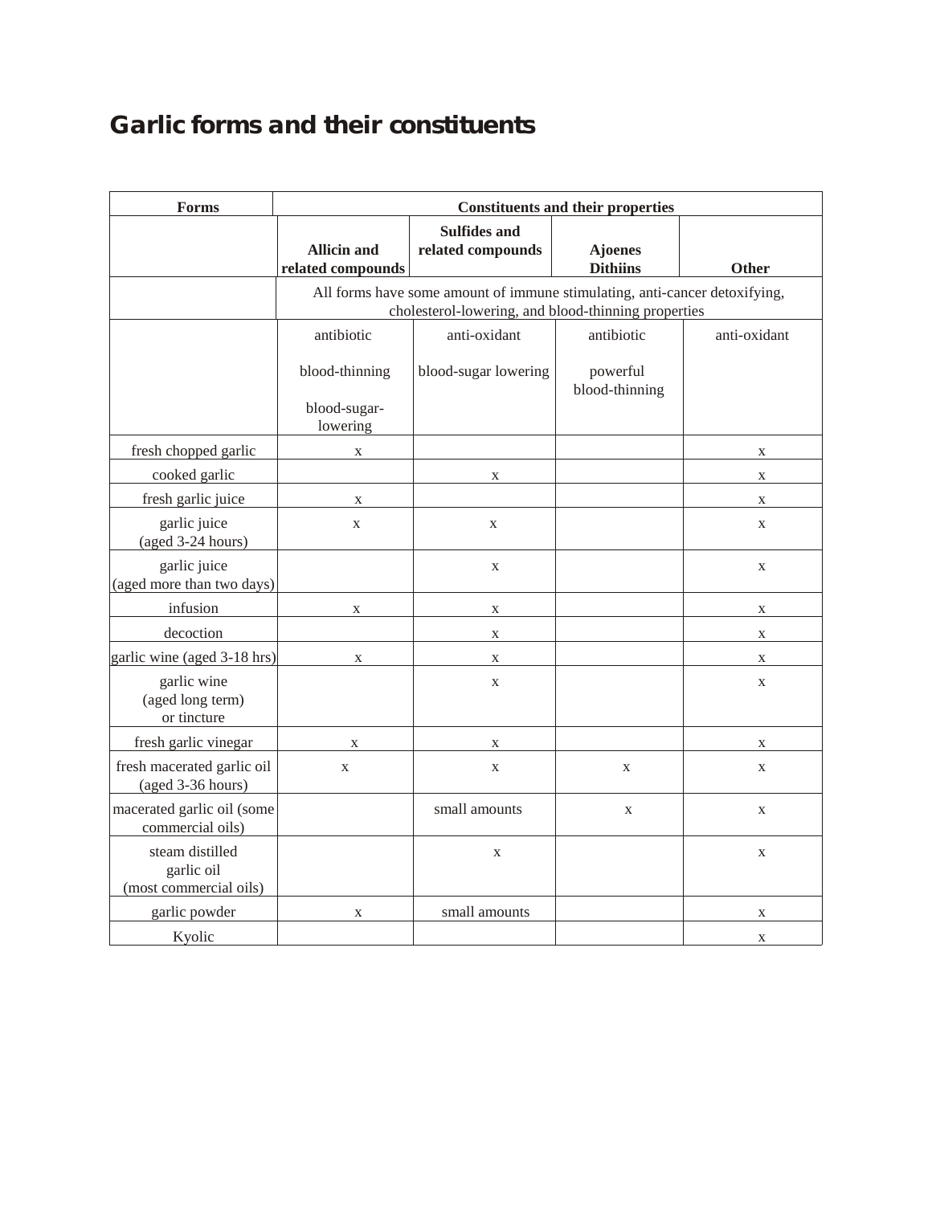## Garlic forms and their constituents

| Forms | Constituents and their properties | | | |
|---|---|---|---|---|
| | Allicin and related compounds | Sulfides and related compounds | Ajoenes Dithiins | Other |
| | All forms have some amount of immune stimulating, anti-cancer detoxifying, cholesterol-lowering, and blood-thinning properties | | | |
| | antibiotic<br><br>blood-thinning<br><br>blood-sugar-lowering | anti-oxidant<br><br>blood-sugar lowering | antibiotic<br><br>powerful blood-thinning | anti-oxidant |
| fresh chopped garlic | x | | | x |
| cooked garlic | | x | | x |
| fresh garlic juice | x | | | x |
| garlic juice (aged 3-24 hours) | x | x | | x |
| garlic juice (aged more than two days) | | x | | x |
| infusion | x | x | | x |
| decoction | | x | | x |
| garlic wine (aged 3-18 hrs) | x | x | | x |
| garlic wine (aged long term) or tincture | | x | | x |
| fresh garlic vinegar | x | x | | x |
| fresh macerated garlic oil (aged 3-36 hours) | x | x | x | x |
| macerated garlic oil (some commercial oils) | | small amounts | x | x |
| steam distilled garlic oil (most commercial oils) | | x | | x |
| garlic powder | x | small amounts | | x |
| Kyolic | | | | x |